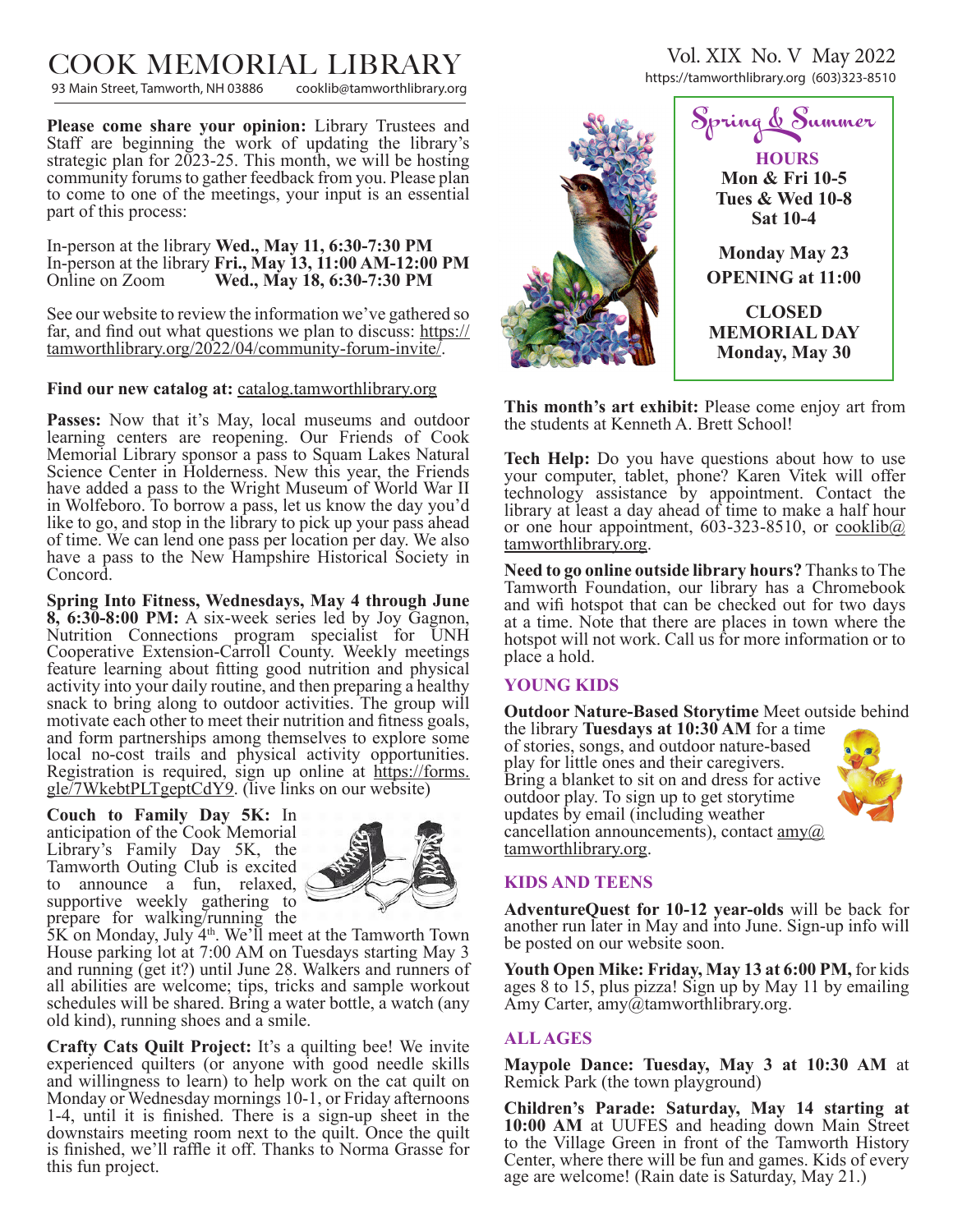# COOK MEMORIAL LIBRARY

93 Main Street, Tamworth, NH 03886 cooklib@tamworthlibrary.org

Vol. XIX No. V May 2022

https://tamworthlibrary.org (603)323-8510

**Please come share your opinion:** Library Trustees and Staff are beginning the work of updating the library's strategic plan for 2023-25. This month, we will be hosting community forums to gather feedback from you. Please plan to come to one of the meetings, your input is an essential part of this process:

In-person at the library **Wed., May 11, 6:30-7:30 PM**
In-person at the library **Fri., May 13, 11:00 AM-12:00 PM**
Online on Zoom **Wed., May 18, 6:30-7:30 PM**

See our website to review the information we've gathered so far, and find out what questions we plan to discuss: https://tamworthlibrary.org/2022/04/community-forum-invite/.

**Find our new catalog at:** catalog.tamworthlibrary.org

**Passes:** Now that it's May, local museums and outdoor learning centers are reopening. Our Friends of Cook Memorial Library sponsor a pass to Squam Lakes Natural Science Center in Holderness. New this year, the Friends have added a pass to the Wright Museum of World War II in Wolfeboro. To borrow a pass, let us know the day you'd like to go, and stop in the library to pick up your pass ahead of time. We can lend one pass per location per day. We also have a pass to the New Hampshire Historical Society in Concord.

**Spring Into Fitness, Wednesdays, May 4 through June 8, 6:30-8:00 PM:** A six-week series led by Joy Gagnon, Nutrition Connections program specialist for UNH Cooperative Extension-Carroll County. Weekly meetings feature learning about fitting good nutrition and physical activity into your daily routine, and then preparing a healthy snack to bring along to outdoor activities. The group will motivate each other to meet their nutrition and fitness goals, and form partnerships among themselves to explore some local no-cost trails and physical activity opportunities. Registration is required, sign up online at https://forms.gle/7WkebtPLTgeptCdY9. (live links on our website)

**Couch to Family Day 5K:** In anticipation of the Cook Memorial Library's Family Day 5K, the Tamworth Outing Club is excited to announce a fun, relaxed, supportive weekly gathering to prepare for walking/running the 5K on Monday, July 4th. We'll meet at the Tamworth Town House parking lot at 7:00 AM on Tuesdays starting May 3 and running (get it?) until June 28. Walkers and runners of all abilities are welcome; tips, tricks and sample workout schedules will be shared. Bring a water bottle, a watch (any old kind), running shoes and a smile.

**Crafty Cats Quilt Project:** It's a quilting bee! We invite experienced quilters (or anyone with good needle skills and willingness to learn) to help work on the cat quilt on Monday or Wednesday mornings 10-1, or Friday afternoons 1-4, until it is finished. There is a sign-up sheet in the downstairs meeting room next to the quilt. Once the quilt is finished, we'll raffle it off. Thanks to Norma Grasse for this fun project.

## Spring & Summer

**HOURS**
**Mon & Fri 10-5**
**Tues & Wed 10-8**
**Sat 10-4**

**Monday May 23**
**OPENING at 11:00**

**CLOSED**
**MEMORIAL DAY**
**Monday, May 30**

**This month's art exhibit:** Please come enjoy art from the students at Kenneth A. Brett School!

**Tech Help:** Do you have questions about how to use your computer, tablet, phone? Karen Vitek will offer technology assistance by appointment. Contact the library at least a day ahead of time to make a half hour or one hour appointment, 603-323-8510, or cooklib@tamworthlibrary.org.

**Need to go online outside library hours?** Thanks to The Tamworth Foundation, our library has a Chromebook and wifi hotspot that can be checked out for two days at a time. Note that there are places in town where the hotspot will not work. Call us for more information or to place a hold.

## YOUNG KIDS

**Outdoor Nature-Based Storytime** Meet outside behind the library **Tuesdays at 10:30 AM** for a time of stories, songs, and outdoor nature-based play for little ones and their caregivers. Bring a blanket to sit on and dress for active outdoor play. To sign up to get storytime updates by email (including weather cancellation announcements), contact amy@tamworthlibrary.org.

## KIDS AND TEENS

**AdventureQuest for 10-12 year-olds** will be back for another run later in May and into June. Sign-up info will be posted on our website soon.

**Youth Open Mike: Friday, May 13 at 6:00 PM,** for kids ages 8 to 15, plus pizza! Sign up by May 11 by emailing Amy Carter, amy@tamworthlibrary.org.

## ALL AGES

**Maypole Dance: Tuesday, May 3 at 10:30 AM** at Remick Park (the town playground)

**Children's Parade: Saturday, May 14 starting at 10:00 AM** at UUFES and heading down Main Street to the Village Green in front of the Tamworth History Center, where there will be fun and games. Kids of every age are welcome! (Rain date is Saturday, May 21.)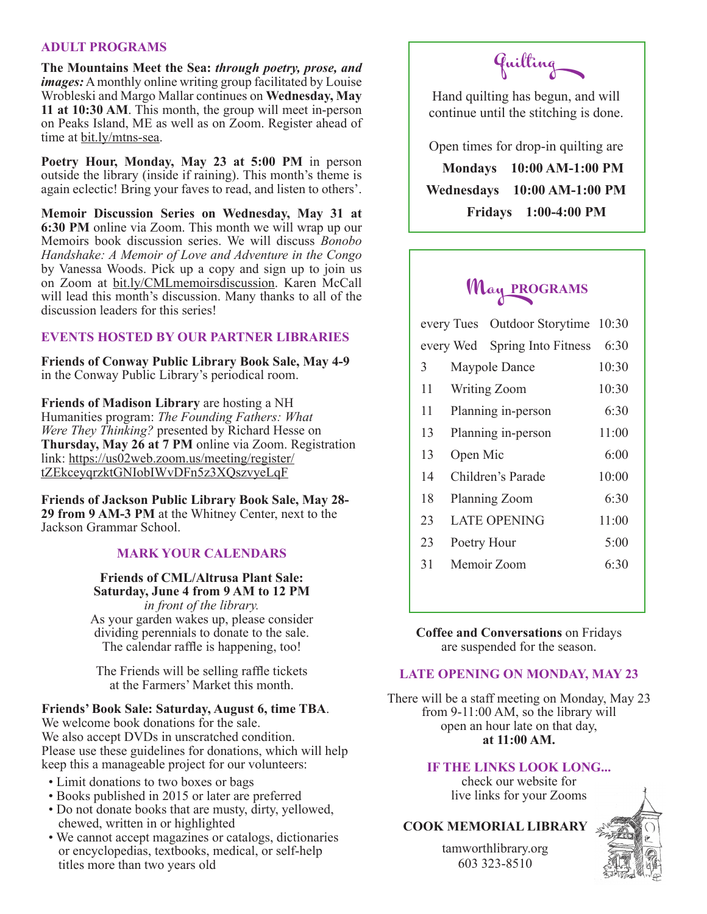## ADULT PROGRAMS

**The Mountains Meet the Sea:** ***through poetry, prose, and images:*** A monthly online writing group facilitated by Louise Wrobleski and Margo Mallar continues on **Wednesday, May 11 at 10:30 AM**. This month, the group will meet in-person on Peaks Island, ME as well as on Zoom. Register ahead of time at bit.ly/mtns-sea.

**Poetry Hour, Monday, May 23 at 5:00 PM** in person outside the library (inside if raining). This month's theme is again eclectic! Bring your faves to read, and listen to others'.

**Memoir Discussion Series on Wednesday, May 31 at 6:30 PM** online via Zoom. This month we will wrap up our Memoirs book discussion series. We will discuss *Bonobo Handshake: A Memoir of Love and Adventure in the Congo* by Vanessa Woods. Pick up a copy and sign up to join us on Zoom at bit.ly/CMLmemoirsdiscussion. Karen McCall will lead this month's discussion. Many thanks to all of the discussion leaders for this series!

## EVENTS HOSTED BY OUR PARTNER LIBRARIES

**Friends of Conway Public Library Book Sale, May 4-9** in the Conway Public Library's periodical room.

**Friends of Madison Library** are hosting a NH Humanities program: *The Founding Fathers: What Were They Thinking?* presented by Richard Hesse on **Thursday, May 26 at 7 PM** online via Zoom. Registration link: https://us02web.zoom.us/meeting/register/tZEkceyqrzktGNIobIWvDFn5z3XQszvyeLqF

**Friends of Jackson Public Library Book Sale, May 28-29 from 9 AM-3 PM** at the Whitney Center, next to the Jackson Grammar School.

## MARK YOUR CALENDARS

**Friends of CML/Altrusa Plant Sale: Saturday, June 4 from 9 AM to 12 PM**
*in front of the library.*
As your garden wakes up, please consider dividing perennials to donate to the sale. The calendar raffle is happening, too!

The Friends will be selling raffle tickets at the Farmers' Market this month.

**Friends' Book Sale: Saturday, August 6, time TBA**.
We welcome book donations for the sale.
We also accept DVDs in unscratched condition.
Please use these guidelines for donations, which will help keep this a manageable project for our volunteers:

- Limit donations to two boxes or bags
- Books published in 2015 or later are preferred
- Do not donate books that are musty, dirty, yellowed, chewed, written in or highlighted
- We cannot accept magazines or catalogs, dictionaries or encyclopedias, textbooks, medical, or self-help titles more than two years old

## Quilting

Hand quilting has begun, and will continue until the stitching is done.

Open times for drop-in quilting are

**Mondays 10:00 AM-1:00 PM**
**Wednesdays 10:00 AM-1:00 PM**
**Fridays 1:00-4:00 PM**

## May PROGRAMS

| | | |
|---|---|---|
| every Tues | Outdoor Storytime | 10:30 |
| every Wed | Spring Into Fitness | 6:30 |
| 3 | Maypole Dance | 10:30 |
| 11 | Writing Zoom | 10:30 |
| 11 | Planning in-person | 6:30 |
| 13 | Planning in-person | 11:00 |
| 13 | Open Mic | 6:00 |
| 14 | Children's Parade | 10:00 |
| 18 | Planning Zoom | 6:30 |
| 23 | LATE OPENING | 11:00 |
| 23 | Poetry Hour | 5:00 |
| 31 | Memoir Zoom | 6:30 |

**Coffee and Conversations** on Fridays are suspended for the season.

## LATE OPENING ON MONDAY, MAY 23

There will be a staff meeting on Monday, May 23 from 9-11:00 AM, so the library will open an hour late on that day, **at 11:00 AM.**

## IF THE LINKS LOOK LONG...

check our website for live links for your Zooms

**COOK MEMORIAL LIBRARY**

tamworthlibrary.org
603 323-8510